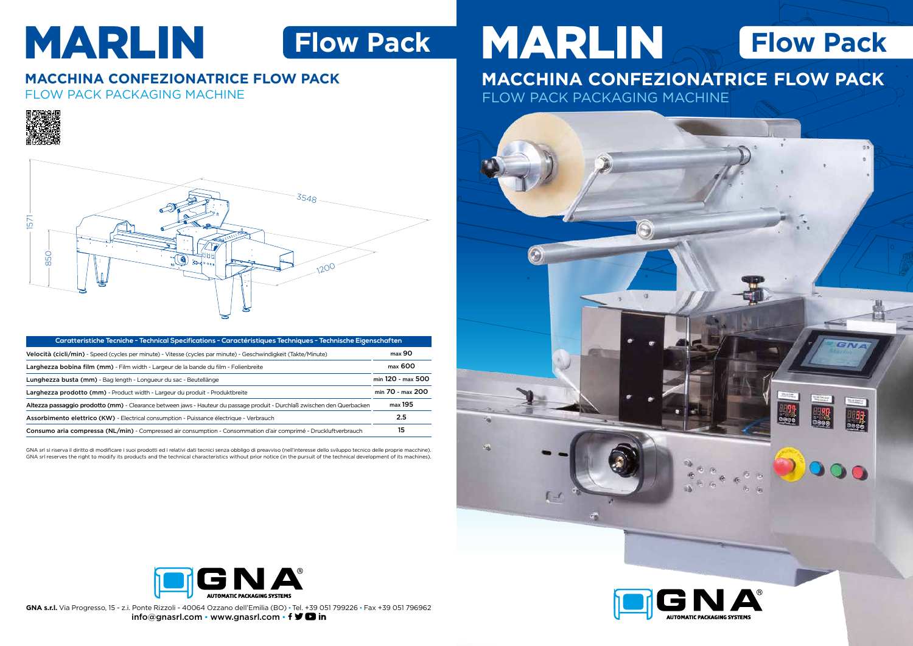# MARLIN

## Flow Pack

### MACCHINA CONFEZIONATRICE FLOW PACK

FLOW PACK PACKAGING MACHINE

1571

850

3548

1200

| Caratteristiche Tecniche - Technical Specifications - Caractéristiques Techniques - Technische Eigenschaften | |
|---|---|
| **Velocità (cicli/min)** - Speed (cycles per minute) - Vitesse (cycles par minute) - Geschwindigkeit (Takte/Minute) | max 90 |
| **Larghezza bobina film (mm)** - Film width - Largeur de la bande du film - Folienbreite | max 600 |
| **Lunghezza busta (mm)** - Bag length - Longueur du sac - Beutellänge | min 120 - max 500 |
| **Larghezza prodotto (mm)** - Product width - Largeur du produit - Produktbreite | min 70 - max 200 |
| **Altezza passaggio prodotto (mm)** - Clearance between jaws - Hauteur du passage produit - Durchlaß zwischen den Querbacken | max 195 |
| **Assorbimento elettrico (KW)** - Electrical consumption - Puissance électrique - Verbrauch | 2.5 |
| **Consumo aria compressa (NL/min)** - Compressed air consumption - Consommation d'air comprimé - Druckluftverbrauch | 15 |

GNA srl si riserva il diritto di modificare i suoi prodotti ed i relativi dati tecnici senza obbligo di preavviso (nell'interesse dello sviluppo tecnico delle proprie macchine).
GNA srl reserves the right to modify its products and the technical characteristics without prior notice (in the pursuit of the technical development of its machines).

GNA® AUTOMATIC PACKAGING SYSTEMS

**GNA s.r.l.** Via Progresso, 15 - z.i. Ponte Rizzoli - 40064 Ozzano dell'Emilia (BO) • Tel. +39 051 799226 • Fax +39 051 796962
info@gnasrl.com • www.gnasrl.com

# MARLIN

## Flow Pack

### MACCHINA CONFEZIONATRICE FLOW PACK

FLOW PACK PACKAGING MACHINE

GNA® AUTOMATIC PACKAGING SYSTEMS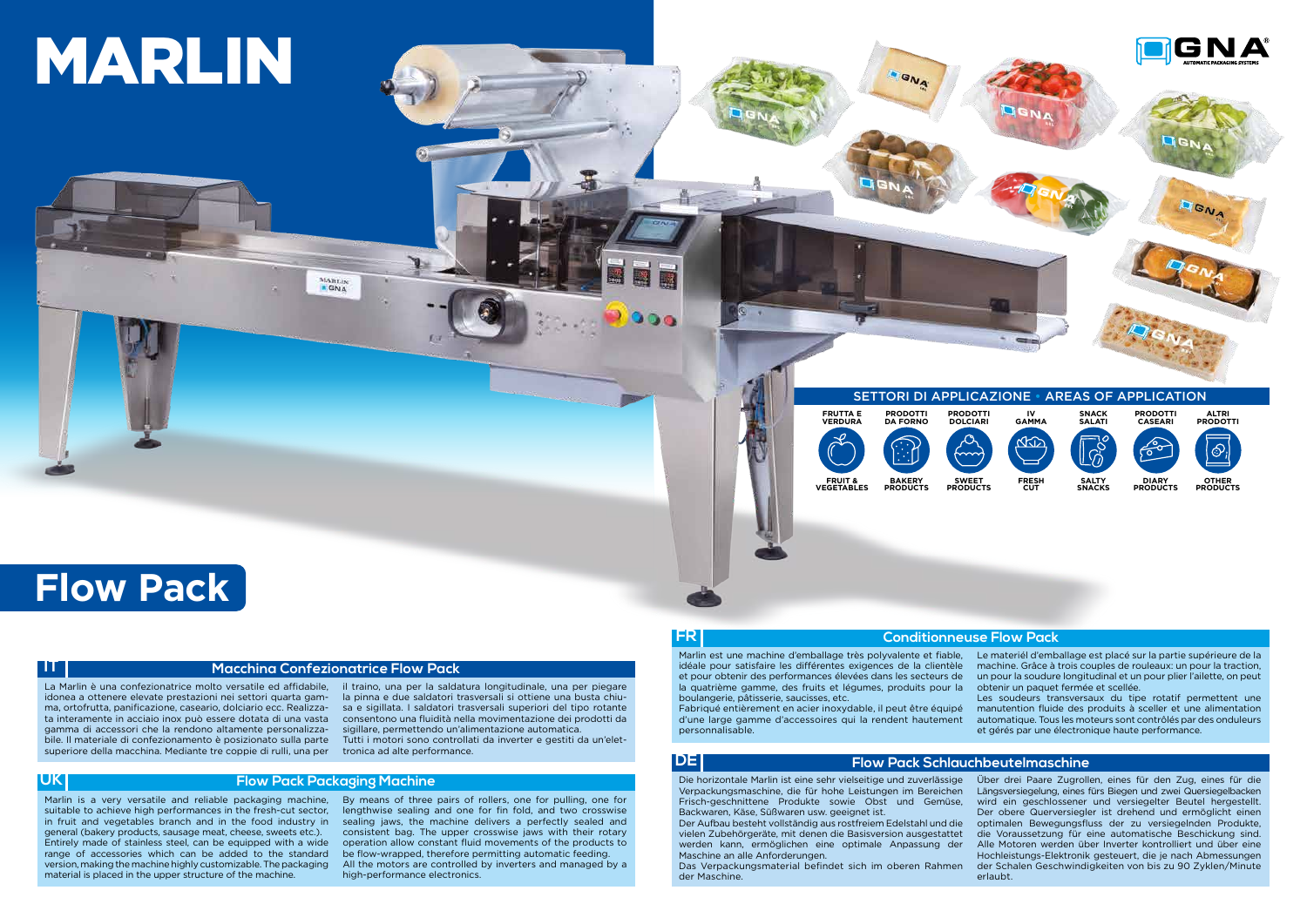# MARLIN

# Flow Pack

## SETTORI DI APPLICAZIONE • AREAS OF APPLICATION

FRUTTA E VERDURA — FRUIT & VEGETABLES
PRODOTTI DA FORNO — BAKERY PRODUCTS
PRODOTTI DOLCIARI — SWEET PRODUCTS
IV GAMMA — FRESH CUT
SNACK SALATI — SALTY SNACKS
PRODOTTI CASEARI — DIARY PRODUCTS
ALTRI PRODOTTI — OTHER PRODUCTS

## IT Macchina Confezionatrice Flow Pack

La Marlin è una confezionatrice molto versatile ed affidabile, idonea a ottenere elevate prestazioni nei settori quarta gamma, ortofrutta, panificazione, caseario, dolciario ecc. Realizzata interamente in acciaio inox può essere dotata di una vasta gamma di accessori che la rendono altamente personalizzabile. Il materiale di confezionamento è posizionato sulla parte superiore della macchina. Mediante tre coppie di rulli, una per il traino, una per la saldatura longitudinale, una per piegare la pinna e due saldatori trasversali si ottiene una busta chiusa e sigillata. I saldatori trasversali superiori del tipo rotante consentono una fluidità nella movimentazione dei prodotti da sigillare, permettendo un'alimentazione automatica.
Tutti i motori sono controllati da inverter e gestiti da un'elettronica ad alte performance.

## UK Flow Pack Packaging Machine

Marlin is a very versatile and reliable packaging machine, suitable to achieve high performances in the fresh-cut sector, in fruit and vegetables branch and in the food industry in general (bakery products, sausage meat, cheese, sweets etc.).
Entirely made of stainless steel, can be equipped with a wide range of accessories which can be added to the standard version, making the machine highly customizable. The packaging material is placed in the upper structure of the machine.
By means of three pairs of rollers, one for pulling, one for lengthwise sealing and one for fin fold, and two crosswise sealing jaws, the machine delivers a perfectly sealed and consistent bag. The upper crosswise jaws with their rotary operation allow constant fluid movements of the products to be flow-wrapped, therefore permitting automatic feeding.
All the motors are controlled by inverters and managed by a high-performance electronics.

## FR Conditionneuse Flow Pack

Marlin est une machine d'emballage très polyvalente et fiable, idéale pour satisfaire les différentes exigences de la clientèle et pour obtenir des performances élevées dans les secteurs de la quatrième gamme, des fruits et légumes, produits pour la boulangerie, pâtisserie, saucisses, etc.
Fabriqué entièrement en acier inoxydable, il peut être équipé d'une large gamme d'accessoires qui la rendent hautement personnalisable.
Le materiél d'emballage est placé sur la partie supérieure de la machine. Grâce à trois couples de rouleaux: un pour la traction, un pour la soudure longitudinal et un pour plier l'ailette, on peut obtenir un paquet fermée et scellée.
Les soudeurs transversaux du tipe rotatif permettent une manutention fluide des produits à sceller et une alimentation automatique. Tous les moteurs sont contrôlés par des onduleurs et gérés par une électronique haute performance.

## DE Flow Pack Schlauchbeutelmaschine

Die horizontale Marlin ist eine sehr vielseitige und zuverlässige Verpackungsmaschine, die für hohe Leistungen im Bereichen Frisch-geschnittene Produkte sowie Obst und Gemüse, Backwaren, Käse, Süßwaren usw. geeignet ist.
Der Aufbau besteht vollständig aus rostfreiem Edelstahl und die vielen Zubehörgeräte, mit denen die Basisversion ausgestattet werden kann, ermöglichen eine optimale Anpassung der Maschine an alle Anforderungen.
Das Verpackungsmaterial befindet sich im oberen Rahmen der Maschine.
Über drei Paare Zugrollen, eines für den Zug, eines für die Längsversiegelung, eines fürs Biegen und zwei Quersiegelbacken wird ein geschlossener und versiegelter Beutel hergestellt. Der obere Querversiegler ist drehend und ermöglicht einen optimalen Bewegungsfluss der zu versiegelnden Produkte, die Voraussetzung für eine automatische Beschickung sind.
Alle Motoren werden über Inverter kontrolliert und über eine Hochleistungs-Elektronik gesteuert, die je nach Abmessungen der Schalen Geschwindigkeiten von bis zu 90 Zyklen/Minute erlaubt.